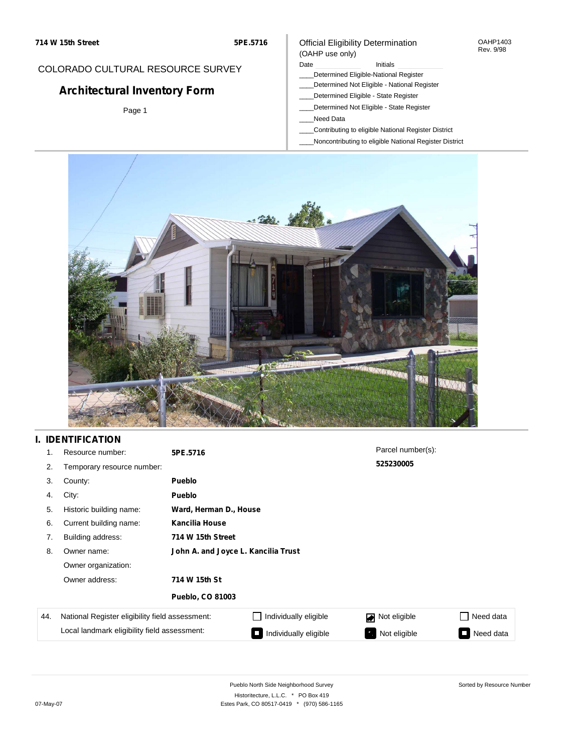**714 W 15th Street** **5PE.5716**

COLORADO CULTURAL RESOURCE SURVEY

# Architectural Inventory Form

Page 1

Official Eligibility Determination
(OAHP use only)

OAHP1403
Rev. 9/98

Date ____________ Initials ____________

____Determined Eligible-National Register
____Determined Not Eligible - National Register
____Determined Eligible - State Register
____Determined Not Eligible - State Register
____Need Data
____Contributing to eligible National Register District
____Noncontributing to eligible National Register District

## I. IDENTIFICATION

1. Resource number: **5PE.5716**
2. Temporary resource number:
3. County: **Pueblo**
4. City: **Pueblo**
5. Historic building name: **Ward, Herman D., House**
6. Current building name: **Kancilia House**
7. Building address: **714 W 15th Street**
8. Owner name: **John A. and Joyce L. Kancilia Trust**
   Owner organization:
   Owner address: **714 W 15th St**
   **Pueblo, CO 81003**

Parcel number(s):
**525230005**

| 44. | National Register eligibility field assessment: | ☐ Individually eligible | ☑ Not eligible | ☐ Need data |
|---|---|---|---|---|
| | Local landmark eligibility field assessment: | ☐ Individually eligible | ☑ Not eligible | ☐ Need data |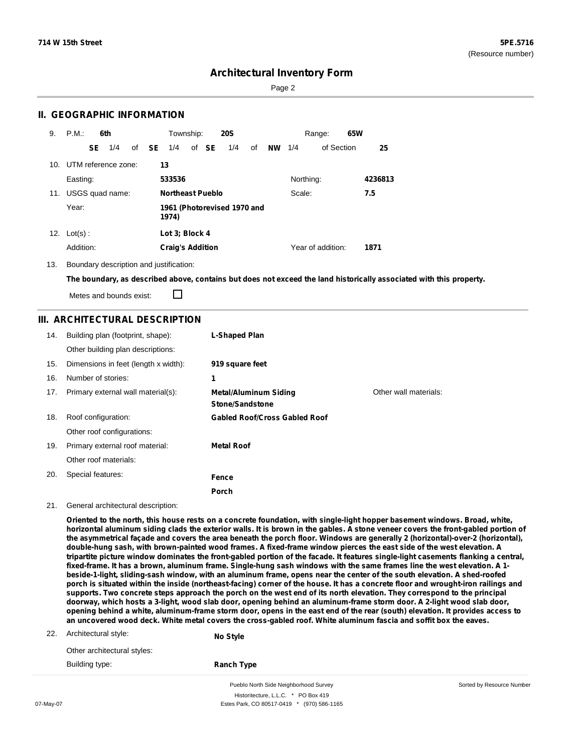# Architectural Inventory Form

## II. GEOGRAPHIC INFORMATION

9. P.M.: **6th** Township: **20S** Range: **65W**

**SE** 1/4 of **SE** 1/4 of **SE** 1/4 of **NW** 1/4 of Section **25**

10. UTM reference zone: **13**

Easting: **533536** Northing: **4236813**

11. USGS quad name: **Northeast Pueblo** Scale: **7.5**

Year: **1961 (Photorevised 1970 and 1974)**

12. Lot(s): **Lot 3; Block 4**

Addition: **Craig's Addition** Year of addition: **1871**

13. Boundary description and justification:

**The boundary, as described above, contains but does not exceed the land historically associated with this property.**

Metes and bounds exist: ☐

## III. ARCHITECTURAL DESCRIPTION

14. Building plan (footprint, shape): **L-Shaped Plan**

Other building plan descriptions:

15. Dimensions in feet (length x width): **919 square feet**

16. Number of stories: **1**

17. Primary external wall material(s): **Metal/Aluminum Siding**, **Stone/Sandstone** Other wall materials:

18. Roof configuration: **Gabled Roof/Cross Gabled Roof**

Other roof configurations:

19. Primary external roof material: **Metal Roof**

Other roof materials:

20. Special features: **Fence**, **Porch**

21. General architectural description:

**Oriented to the north, this house rests on a concrete foundation, with single-light hopper basement windows. Broad, white, horizontal aluminum siding clads the exterior walls. It is brown in the gables. A stone veneer covers the front-gabled portion of the asymmetrical façade and covers the area beneath the porch floor. Windows are generally 2 (horizontal)-over-2 (horizontal), double-hung sash, with brown-painted wood frames. A fixed-frame window pierces the east side of the west elevation. A tripartite picture window dominates the front-gabled portion of the facade. It features single-light casements flanking a central, fixed-frame. It has a brown, aluminum frame. Single-hung sash windows with the same frames line the west elevation. A 1-beside-1-light, sliding-sash window, with an aluminum frame, opens near the center of the south elevation. A shed-roofed porch is situated within the inside (northeast-facing) corner of the house. It has a concrete floor and wrought-iron railings and supports. Two concrete steps approach the porch on the west end of its north elevation. They correspond to the principal doorway, which hosts a 3-light, wood slab door, opening behind an aluminum-frame storm door. A 2-light wood slab door, opening behind a white, aluminum-frame storm door, opens in the east end of the rear (south) elevation. It provides access to an uncovered wood deck. White metal covers the cross-gabled roof. White aluminum fascia and soffit box the eaves.**

22. Architectural style: **No Style**

Other architectural styles:

Building type: **Ranch Type**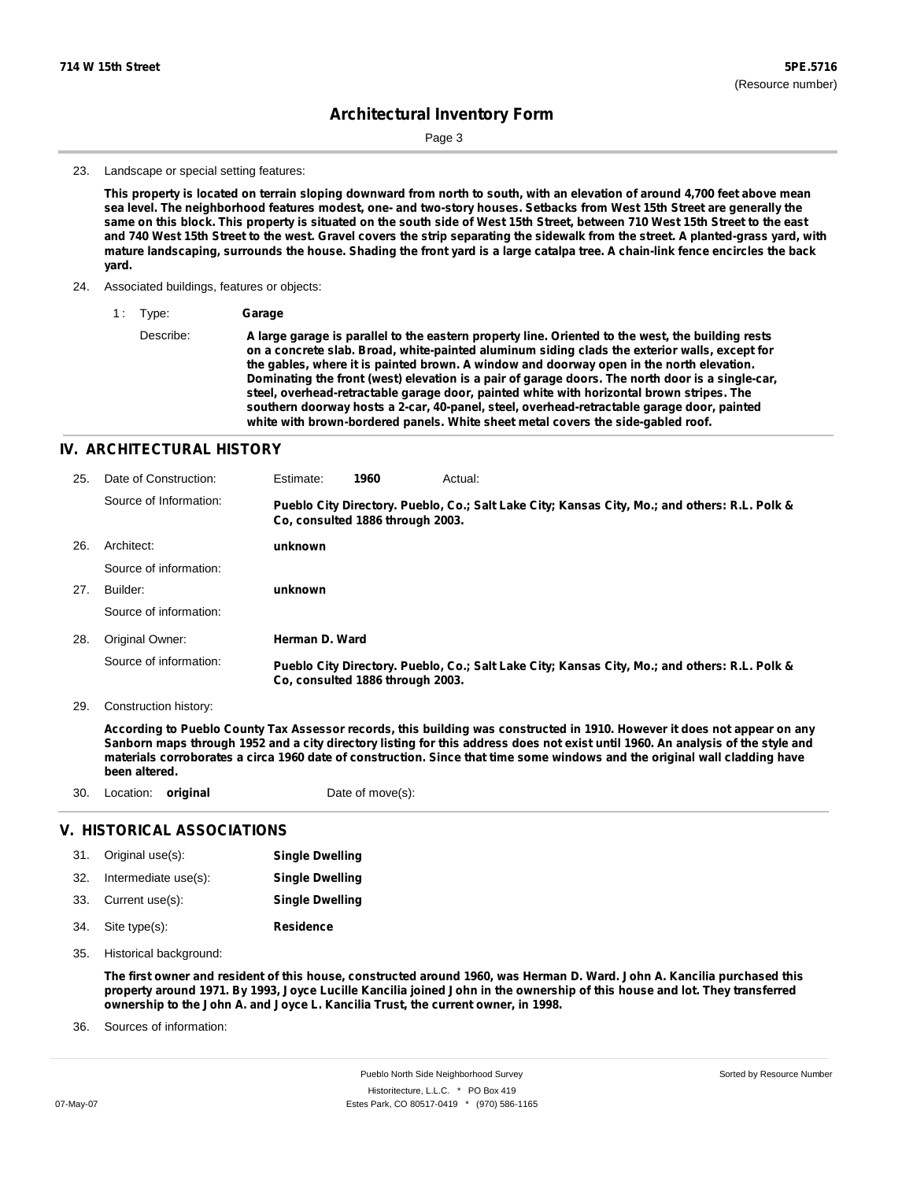23. Landscape or special setting features:

**This property is located on terrain sloping downward from north to south, with an elevation of around 4,700 feet above mean sea level. The neighborhood features modest, one- and two-story houses. Setbacks from West 15th Street are generally the same on this block. This property is situated on the south side of West 15th Street, between 710 West 15th Street to the east and 740 West 15th Street to the west. Gravel covers the strip separating the sidewalk from the street. A planted-grass yard, with mature landscaping, surrounds the house. Shading the front yard is a large catalpa tree. A chain-link fence encircles the back yard.**

24. Associated buildings, features or objects:

1 : Type: **Garage**

Describe: **A large garage is parallel to the eastern property line. Oriented to the west, the building rests on a concrete slab. Broad, white-painted aluminum siding clads the exterior walls, except for the gables, where it is painted brown. A window and doorway open in the north elevation. Dominating the front (west) elevation is a pair of garage doors. The north door is a single-car, steel, overhead-retractable garage door, painted white with horizontal brown stripes. The southern doorway hosts a 2-car, 40-panel, steel, overhead-retractable garage door, painted white with brown-bordered panels. White sheet metal covers the side-gabled roof.**

## IV. ARCHITECTURAL HISTORY

25. Date of Construction: Estimate: **1960** Actual:

Source of Information: **Pueblo City Directory. Pueblo, Co.; Salt Lake City; Kansas City, Mo.; and others: R.L. Polk & Co, consulted 1886 through 2003.**

26. Architect: **unknown**

Source of information:

27. Builder: **unknown**

Source of information:

28. Original Owner: **Herman D. Ward**

Source of information: **Pueblo City Directory. Pueblo, Co.; Salt Lake City; Kansas City, Mo.; and others: R.L. Polk & Co, consulted 1886 through 2003.**

29. Construction history:

**According to Pueblo County Tax Assessor records, this building was constructed in 1910. However it does not appear on any Sanborn maps through 1952 and a city directory listing for this address does not exist until 1960. An analysis of the style and materials corroborates a circa 1960 date of construction. Since that time some windows and the original wall cladding have been altered.**

30. Location: **original** Date of move(s):

## V. HISTORICAL ASSOCIATIONS

31. Original use(s): **Single Dwelling**
32. Intermediate use(s): **Single Dwelling**
33. Current use(s): **Single Dwelling**
34. Site type(s): **Residence**
35. Historical background:

**The first owner and resident of this house, constructed around 1960, was Herman D. Ward. John A. Kancilia purchased this property around 1971. By 1993, Joyce Lucille Kancilia joined John in the ownership of this house and lot. They transferred ownership to the John A. and Joyce L. Kancilia Trust, the current owner, in 1998.**

36. Sources of information: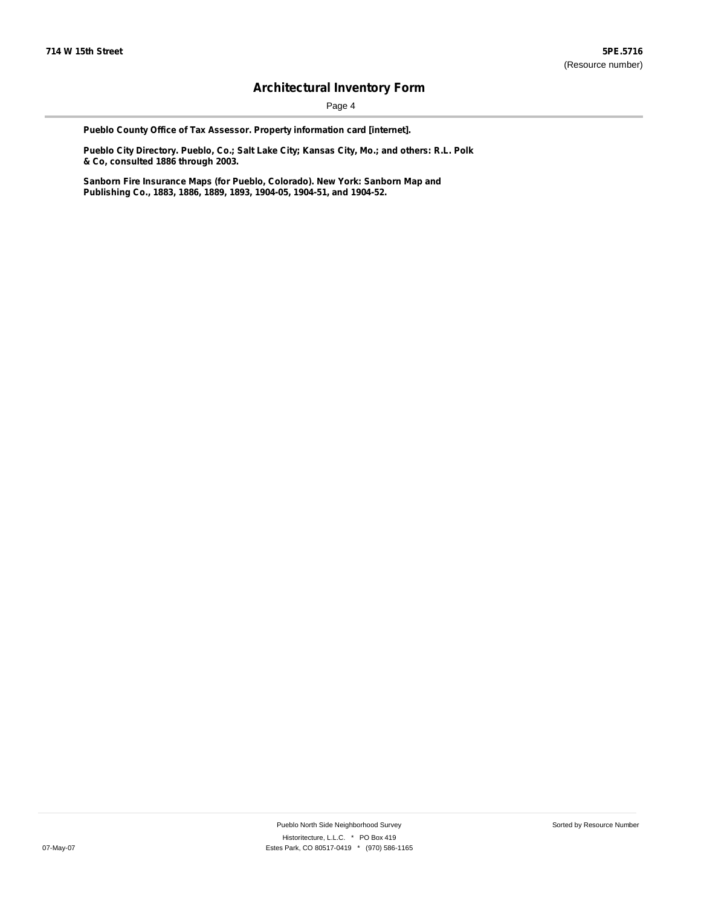**Pueblo County Office of Tax Assessor. Property information card [internet].**

**Pueblo City Directory. Pueblo, Co.; Salt Lake City; Kansas City, Mo.; and others: R.L. Polk & Co, consulted 1886 through 2003.**

**Sanborn Fire Insurance Maps (for Pueblo, Colorado). New York: Sanborn Map and Publishing Co., 1883, 1886, 1889, 1893, 1904-05, 1904-51, and 1904-52.**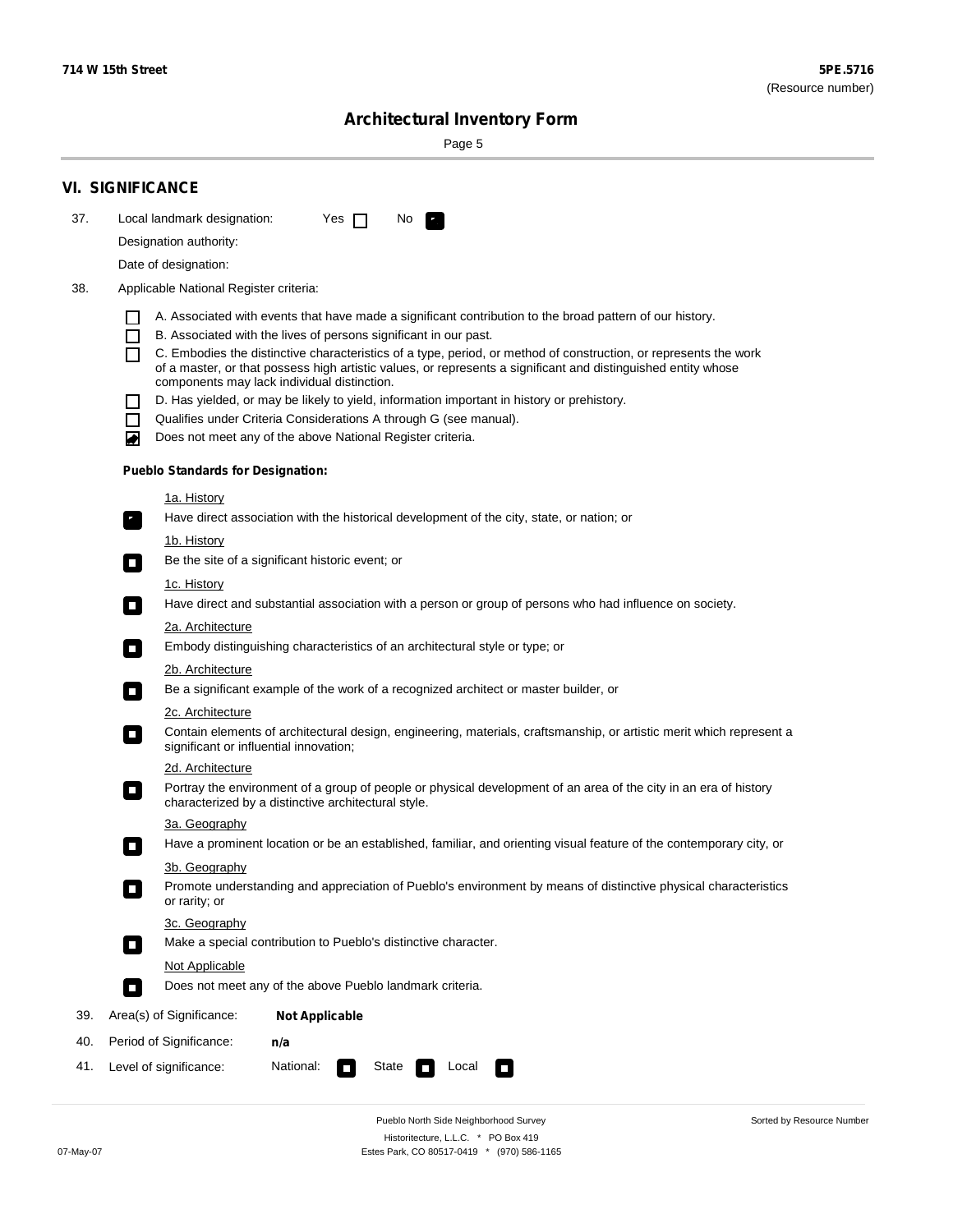## VI. SIGNIFICANCE

37. Local landmark designation: Yes ☐ No ☑

Designation authority:

Date of designation:

38. Applicable National Register criteria:

- ☐ A. Associated with events that have made a significant contribution to the broad pattern of our history.
- ☐ B. Associated with the lives of persons significant in our past.
- ☐ C. Embodies the distinctive characteristics of a type, period, or method of construction, or represents the work of a master, or that possess high artistic values, or represents a significant and distinguished entity whose components may lack individual distinction.
- ☐ D. Has yielded, or may be likely to yield, information important in history or prehistory.
- ☐ Qualifies under Criteria Considerations A through G (see manual).
- ☑ Does not meet any of the above National Register criteria.

**Pueblo Standards for Designation:**

1a. History
☑ Have direct association with the historical development of the city, state, or nation; or

1b. History
☐ Be the site of a significant historic event; or

1c. History
☐ Have direct and substantial association with a person or group of persons who had influence on society.

2a. Architecture
☐ Embody distinguishing characteristics of an architectural style or type; or

2b. Architecture
☐ Be a significant example of the work of a recognized architect or master builder, or

2c. Architecture
☐ Contain elements of architectural design, engineering, materials, craftsmanship, or artistic merit which represent a significant or influential innovation;

2d. Architecture
☐ Portray the environment of a group of people or physical development of an area of the city in an era of history characterized by a distinctive architectural style.

3a. Geography
☐ Have a prominent location or be an established, familiar, and orienting visual feature of the contemporary city, or

3b. Geography
☐ Promote understanding and appreciation of Pueblo's environment by means of distinctive physical characteristics or rarity; or

3c. Geography
☐ Make a special contribution to Pueblo's distinctive character.

Not Applicable
☐ Does not meet any of the above Pueblo landmark criteria.

39. Area(s) of Significance: **Not Applicable**

40. Period of Significance: **n/a**

41. Level of significance: National: ☐ State ☐ Local ☐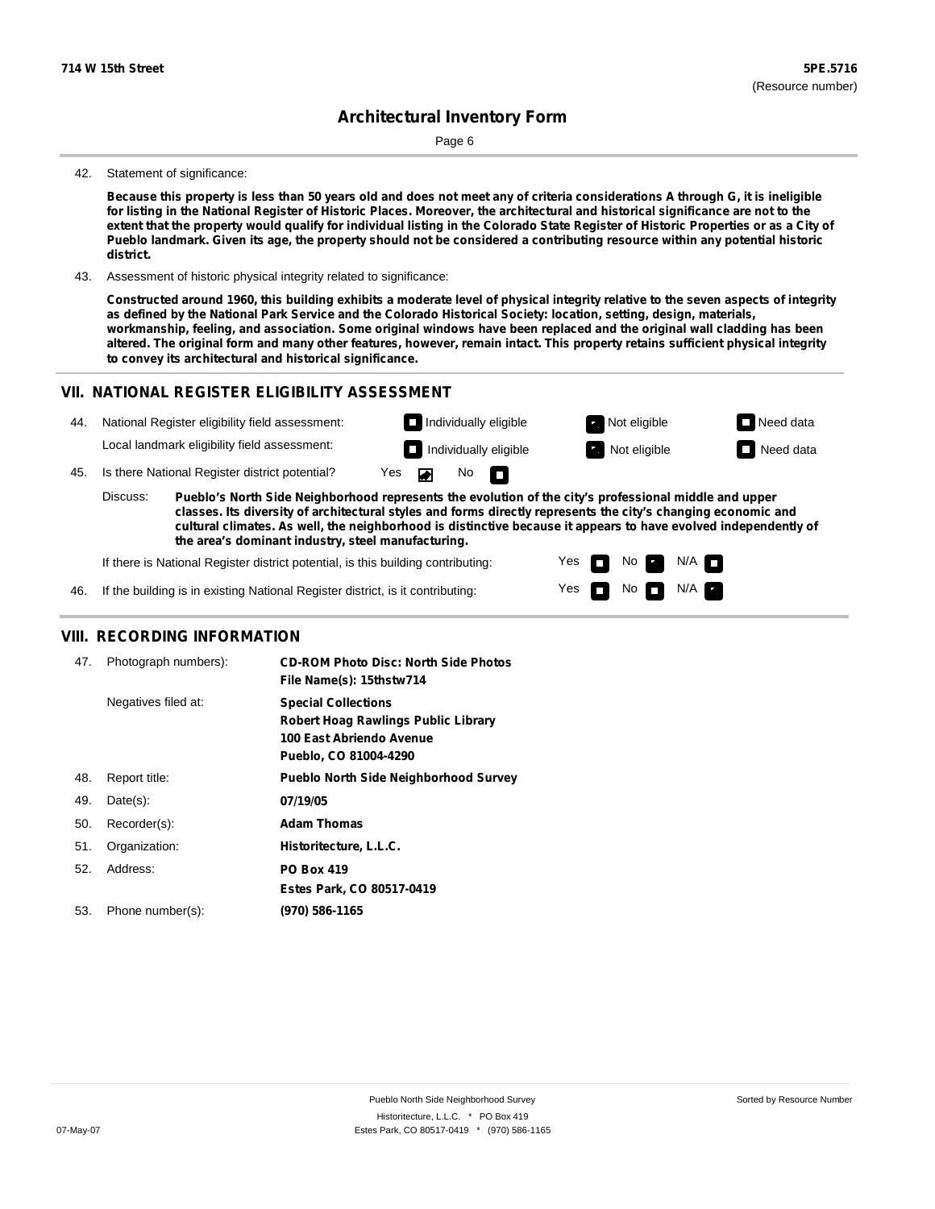714 W 15th Street

**5PE.5716**
(Resource number)

# Architectural Inventory Form

42. Statement of significance:

**Because this property is less than 50 years old and does not meet any of criteria considerations A through G, it is ineligible for listing in the National Register of Historic Places. Moreover, the architectural and historical significance are not to the extent that the property would qualify for individual listing in the Colorado State Register of Historic Properties or as a City of Pueblo landmark. Given its age, the property should not be considered a contributing resource within any potential historic district.**

43. Assessment of historic physical integrity related to significance:

**Constructed around 1960, this building exhibits a moderate level of physical integrity relative to the seven aspects of integrity as defined by the National Park Service and the Colorado Historical Society: location, setting, design, materials, workmanship, feeling, and association. Some original windows have been replaced and the original wall cladding has been altered. The original form and many other features, however, remain intact. This property retains sufficient physical integrity to convey its architectural and historical significance.**

## VII. NATIONAL REGISTER ELIGIBILITY ASSESSMENT

44. National Register eligibility field assessment: ☐ Individually eligible ☑ Not eligible ☐ Need data

Local landmark eligibility field assessment: ☐ Individually eligible ☑ Not eligible ☐ Need data

45. Is there National Register district potential? Yes ☑ No ☐

Discuss: **Pueblo's North Side Neighborhood represents the evolution of the city's professional middle and upper classes. Its diversity of architectural styles and forms directly represents the city's changing economic and cultural climates. As well, the neighborhood is distinctive because it appears to have evolved independently of the area's dominant industry, steel manufacturing.**

If there is National Register district potential, is this building contributing: Yes ☐ No ☑ N/A ☐

46. If the building is in existing National Register district, is it contributing: Yes ☐ No ☐ N/A ☑

## VIII. RECORDING INFORMATION

47. Photograph numbers): **CD-ROM Photo Disc: North Side Photos**
**File Name(s): 15thstw714**

Negatives filed at: **Special Collections**
**Robert Hoag Rawlings Public Library**
**100 East Abriendo Avenue**
**Pueblo, CO 81004-4290**

48. Report title: **Pueblo North Side Neighborhood Survey**

49. Date(s): **07/19/05**

50. Recorder(s): **Adam Thomas**

51. Organization: **Historitecture, L.L.C.**

52. Address: **PO Box 419**
**Estes Park, CO 80517-0419**

53. Phone number(s): **(970) 586-1165**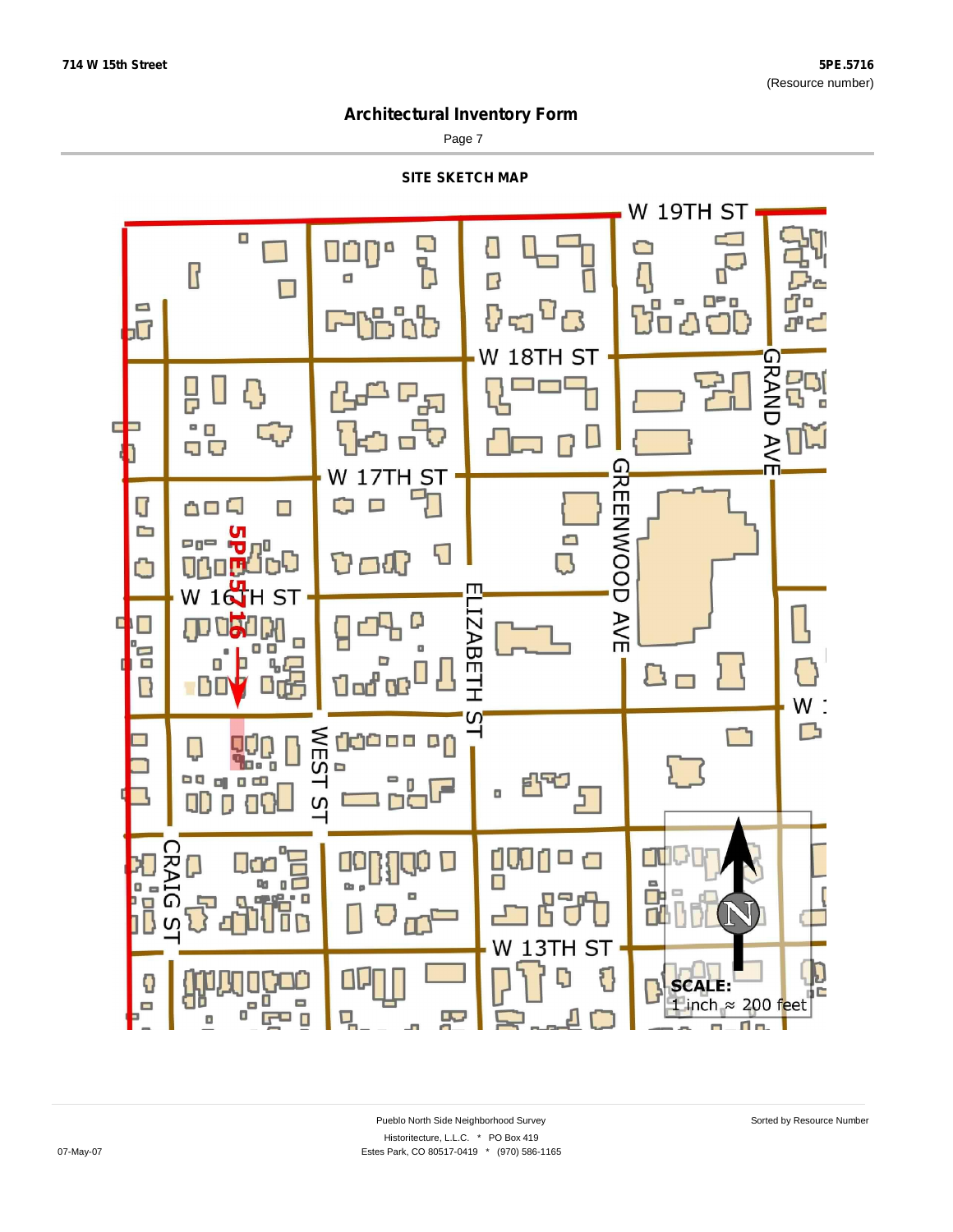# Architectural Inventory Form

## SITE SKETCH MAP

W 19TH ST

W 18TH ST

W 17TH ST

W 16TH ST

5PE.5716

GRAND AVE

GREENWOOD AVE

ELIZABETH ST

WEST ST

CRAIG ST

W 13TH ST

W 1

N

**SCALE:** 1 inch ≈ 200 feet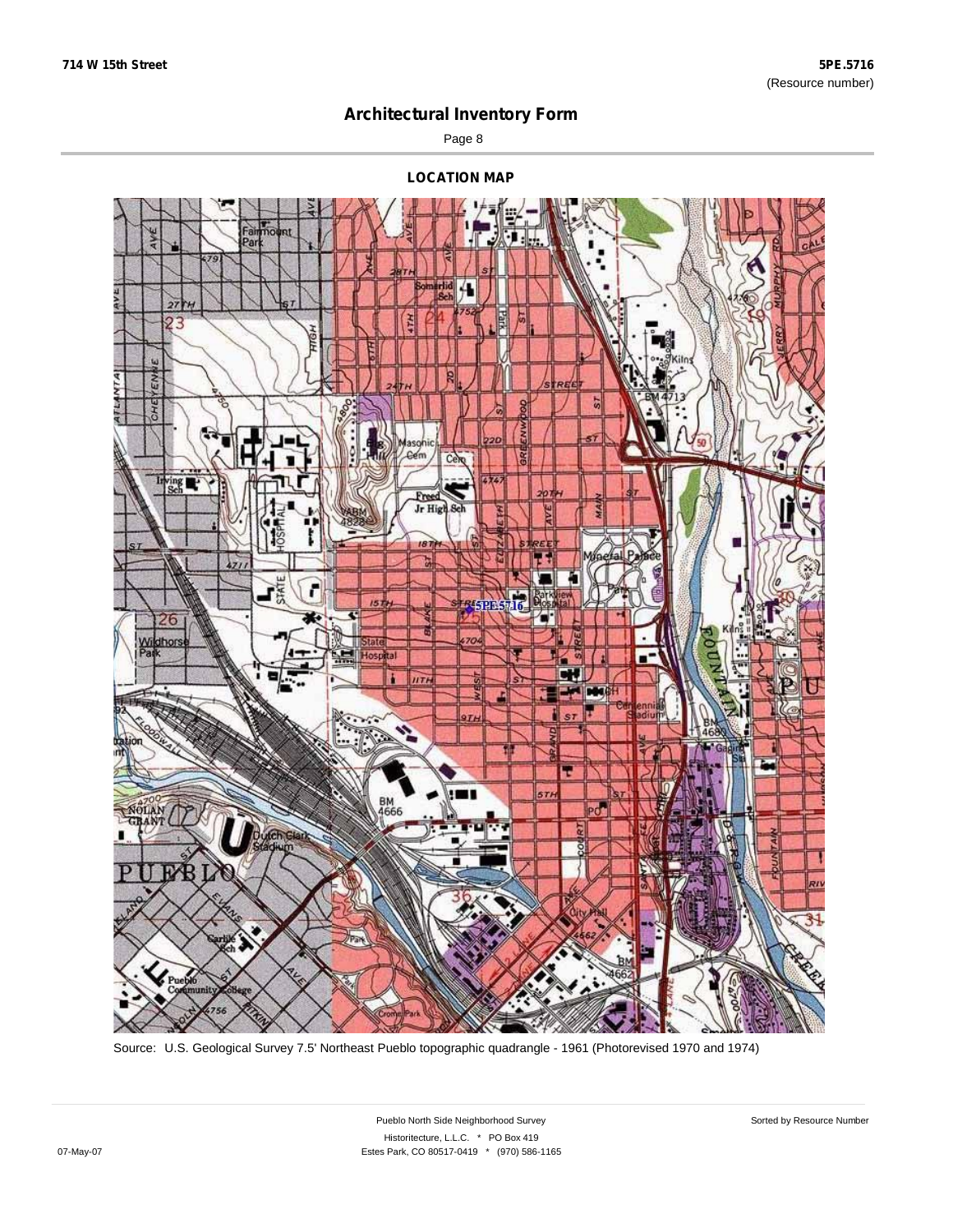# Architectural Inventory Form

## LOCATION MAP

Source: U.S. Geological Survey 7.5' Northeast Pueblo topographic quadrangle - 1961 (Photorevised 1970 and 1974)